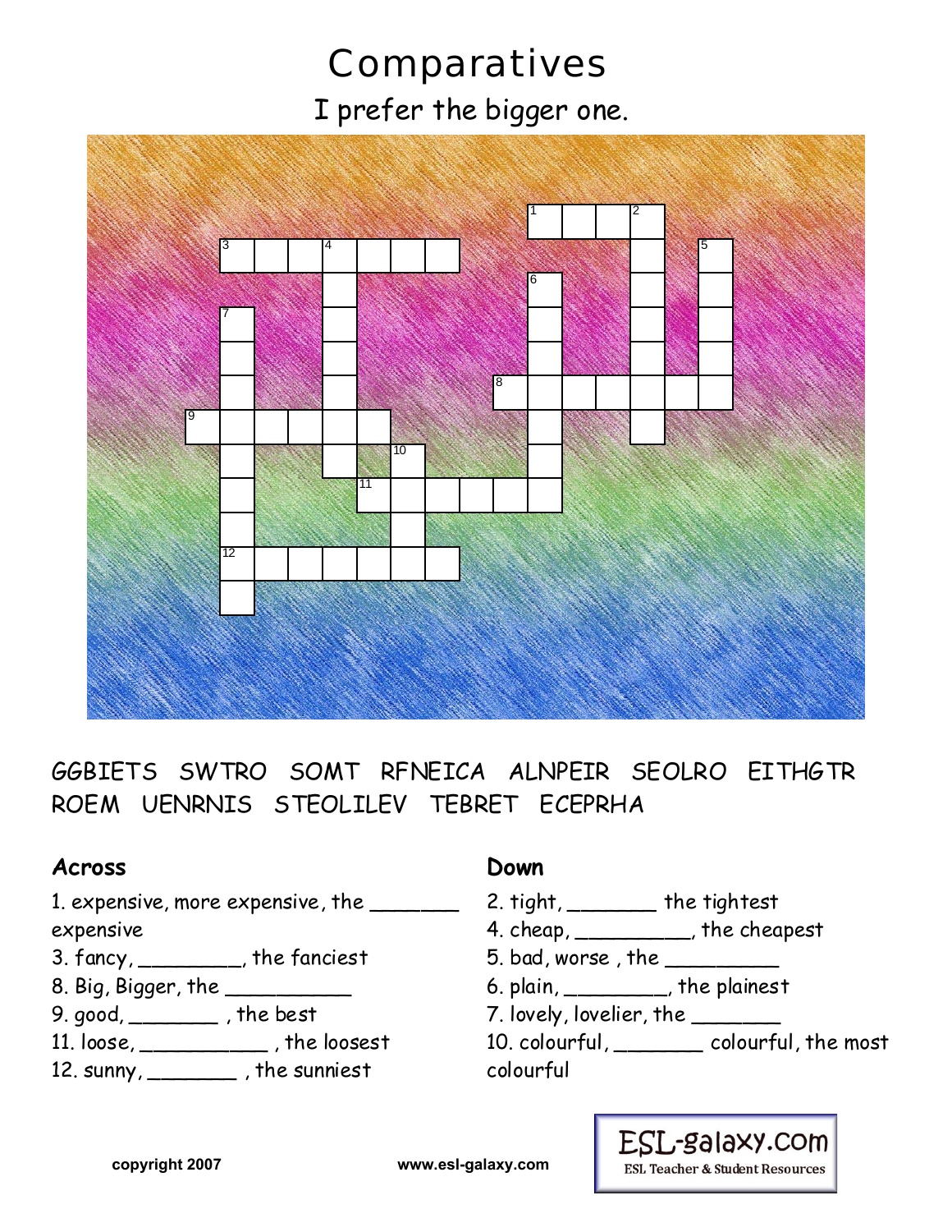# Comparatives

## I prefer the bigger one.

GGBIETS SWTRO SOMT RFNEICA ALNPEIR SEOLRO EITHGTR ROEM UENRNIS STEOLILEV TEBRET ECEPRHA

### Across

1. expensive, more expensive, the _______ expensive
3. fancy, ________, the fanciest
8. Big, Bigger, the __________
9. good, _______ , the best
11. loose, ___________ , the loosest
12. sunny, _______ , the sunniest

### Down

2. tight, _______ the tightest
4. cheap, _________, the cheapest
5. bad, worse , the _________
6. plain, ________, the plainest
7. lovely, lovelier, the _______
10. colourful, _______ colourful, the most colourful

copyright 2007 www.esl-galaxy.com

ESL-galaxy.com
ESL Teacher & Student Resources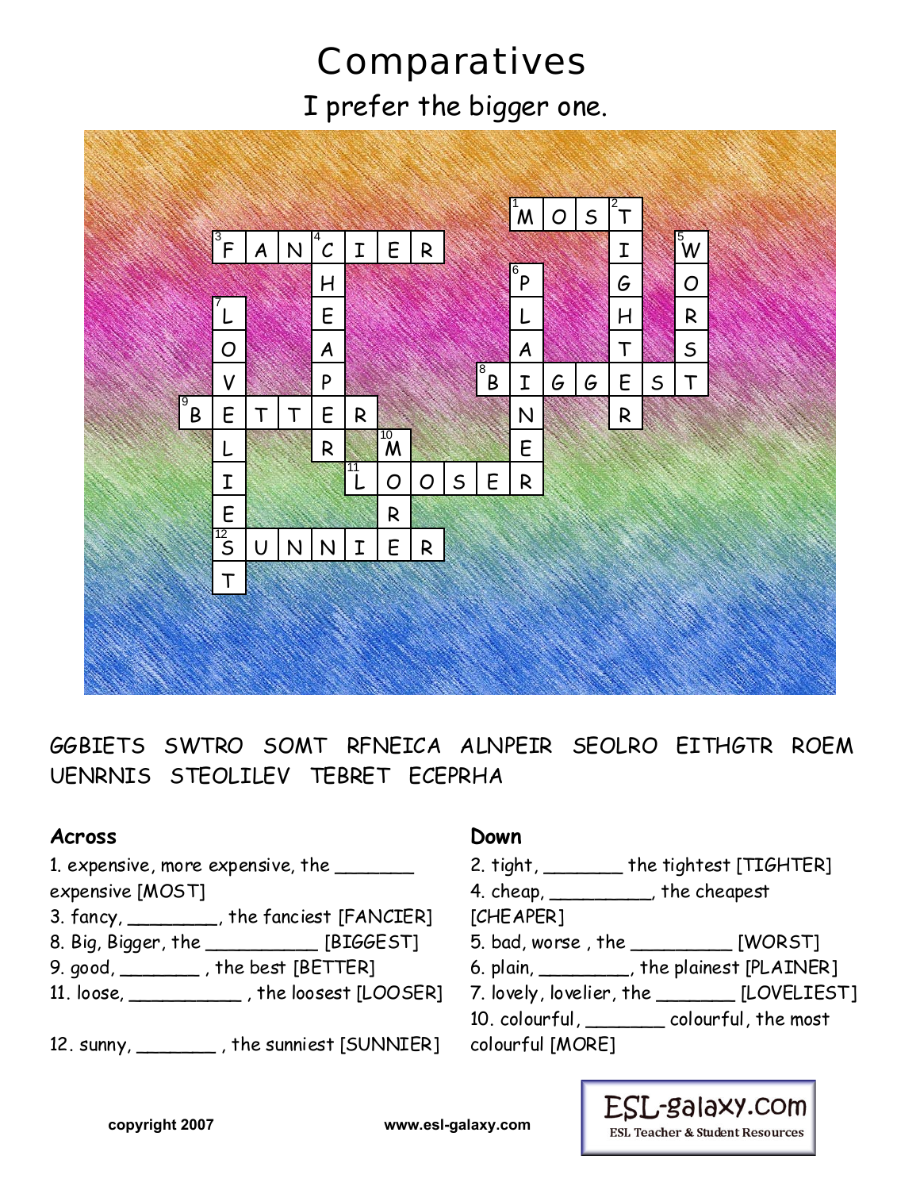# Comparatives

## I prefer the bigger one.

GGBIETS SWTRO SOMT RFNEICA ALNPEIR SEOLRO EITHGTR ROEM UENRNIS STEOLILEV TEBRET ECEPRHA

### Across

1. expensive, more expensive, the _______ expensive [MOST]
3. fancy, ________, the fanciest [FANCIER]
8. Big, Bigger, the __________ [BIGGEST]
9. good, _______ , the best [BETTER]
11. loose, __________ , the loosest [LOOSER]
12. sunny, _______ , the sunniest [SUNNIER]

### Down

2. tight, _______ the tightest [TIGHTER]
4. cheap, _________, the cheapest [CHEAPER]
5. bad, worse , the _________ [WORST]
6. plain, ________, the plainest [PLAINER]
7. lovely, lovelier, the _______ [LOVELIEST]
10. colourful, _______ colourful, the most colourful [MORE]

copyright 2007 www.esl-galaxy.com

ESL-galaxy.com ESL Teacher & Student Resources